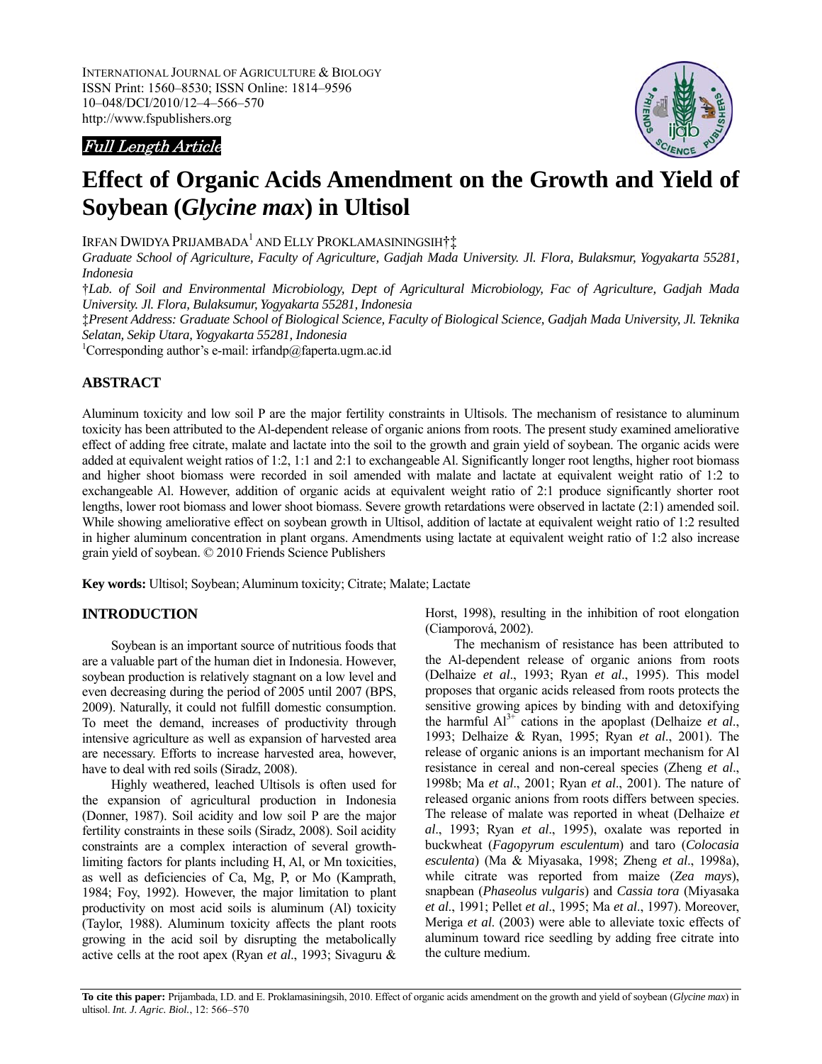INTERNATIONAL JOURNAL OF AGRICULTURE & BIOLOGY
ISSN Print: 1560–8530; ISSN Online: 1814–9596
10–048/DCI/2010/12–4–566–570
http://www.fspublishers.org

*Full Length Article*

# Effect of Organic Acids Amendment on the Growth and Yield of Soybean (*Glycine max*) in Ultisol

IRFAN DWIDYA PRIJAMBADA[1] AND ELLY PROKLAMASININGSIH†‡

*Graduate School of Agriculture, Faculty of Agriculture, Gadjah Mada University. Jl. Flora, Bulaksmur, Yogyakarta 55281, Indonesia*

*†Lab. of Soil and Environmental Microbiology, Dept of Agricultural Microbiology, Fac of Agriculture, Gadjah Mada University. Jl. Flora, Bulaksumur, Yogyakarta 55281, Indonesia*

*‡Present Address: Graduate School of Biological Science, Faculty of Biological Science, Gadjah Mada University, Jl. Teknika Selatan, Sekip Utara, Yogyakarta 55281, Indonesia*

[1]Corresponding author's e-mail: irfandp@faperta.ugm.ac.id

## ABSTRACT

Aluminum toxicity and low soil P are the major fertility constraints in Ultisols. The mechanism of resistance to aluminum toxicity has been attributed to the Al-dependent release of organic anions from roots. The present study examined ameliorative effect of adding free citrate, malate and lactate into the soil to the growth and grain yield of soybean. The organic acids were added at equivalent weight ratios of 1:2, 1:1 and 2:1 to exchangeable Al. Significantly longer root lengths, higher root biomass and higher shoot biomass were recorded in soil amended with malate and lactate at equivalent weight ratio of 1:2 to exchangeable Al. However, addition of organic acids at equivalent weight ratio of 2:1 produce significantly shorter root lengths, lower root biomass and lower shoot biomass. Severe growth retardations were observed in lactate (2:1) amended soil. While showing ameliorative effect on soybean growth in Ultisol, addition of lactate at equivalent weight ratio of 1:2 resulted in higher aluminum concentration in plant organs. Amendments using lactate at equivalent weight ratio of 1:2 also increase grain yield of soybean. © 2010 Friends Science Publishers

**Key words:** Ultisol; Soybean; Aluminum toxicity; Citrate; Malate; Lactate

## INTRODUCTION

Soybean is an important source of nutritious foods that are a valuable part of the human diet in Indonesia. However, soybean production is relatively stagnant on a low level and even decreasing during the period of 2005 until 2007 (BPS, 2009). Naturally, it could not fulfill domestic consumption. To meet the demand, increases of productivity through intensive agriculture as well as expansion of harvested area are necessary. Efforts to increase harvested area, however, have to deal with red soils (Siradz, 2008).

Highly weathered, leached Ultisols is often used for the expansion of agricultural production in Indonesia (Donner, 1987). Soil acidity and low soil P are the major fertility constraints in these soils (Siradz, 2008). Soil acidity constraints are a complex interaction of several growth-limiting factors for plants including H, Al, or Mn toxicities, as well as deficiencies of Ca, Mg, P, or Mo (Kamprath, 1984; Foy, 1992). However, the major limitation to plant productivity on most acid soils is aluminum (Al) toxicity (Taylor, 1988). Aluminum toxicity affects the plant roots growing in the acid soil by disrupting the metabolically active cells at the root apex (Ryan *et al*., 1993; Sivaguru & Horst, 1998), resulting in the inhibition of root elongation (Ciamporová, 2002).

The mechanism of resistance has been attributed to the Al-dependent release of organic anions from roots (Delhaize *et al*., 1993; Ryan *et al*., 1995). This model proposes that organic acids released from roots protects the sensitive growing apices by binding with and detoxifying the harmful $Al^{3+}$ cations in the apoplast (Delhaize *et al*., 1993; Delhaize & Ryan, 1995; Ryan *et al*., 2001). The release of organic anions is an important mechanism for Al resistance in cereal and non-cereal species (Zheng *et al*., 1998b; Ma *et al*., 2001; Ryan *et al*., 2001). The nature of released organic anions from roots differs between species. The release of malate was reported in wheat (Delhaize *et al*., 1993; Ryan *et al*., 1995), oxalate was reported in buckwheat (*Fagopyrum esculentum*) and taro (*Colocasia esculenta*) (Ma & Miyasaka, 1998; Zheng *et al*., 1998a), while citrate was reported from maize (*Zea mays*), snapbean (*Phaseolus vulgaris*) and *Cassia tora* (Miyasaka *et al*., 1991; Pellet *et al*., 1995; Ma *et al*., 1997). Moreover, Meriga *et al*. (2003) were able to alleviate toxic effects of aluminum toward rice seedling by adding free citrate into the culture medium.

**To cite this paper:** Prijambada, I.D. and E. Proklamasiningsih, 2010. Effect of organic acids amendment on the growth and yield of soybean (*Glycine max*) in ultisol. *Int. J. Agric. Biol.*, 12: 566–570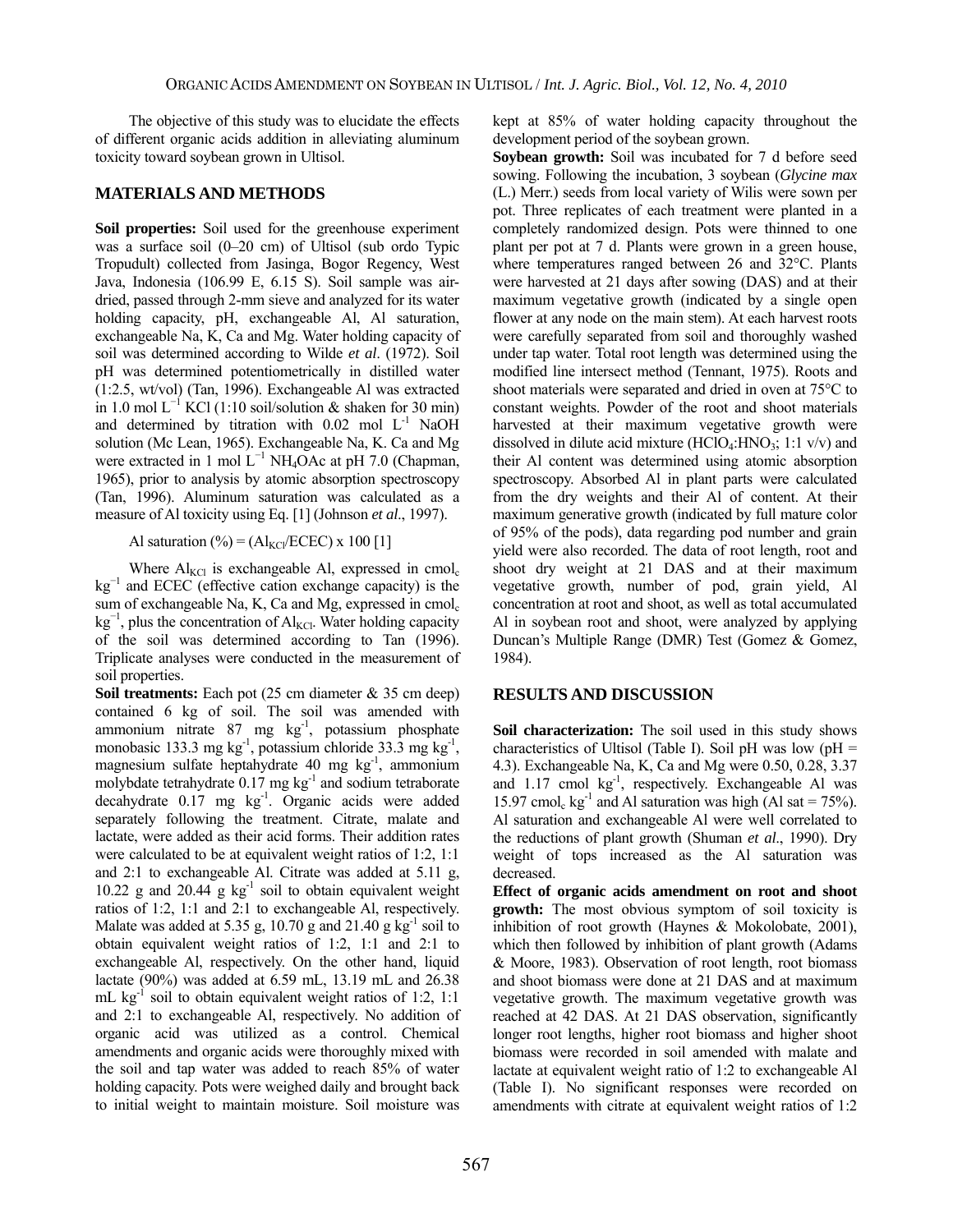The objective of this study was to elucidate the effects of different organic acids addition in alleviating aluminum toxicity toward soybean grown in Ultisol.

## MATERIALS AND METHODS

**Soil properties:** Soil used for the greenhouse experiment was a surface soil (0–20 cm) of Ultisol (sub ordo Typic Tropudult) collected from Jasinga, Bogor Regency, West Java, Indonesia (106.99 E, 6.15 S). Soil sample was air-dried, passed through 2-mm sieve and analyzed for its water holding capacity, pH, exchangeable Al, Al saturation, exchangeable Na, K, Ca and Mg. Water holding capacity of soil was determined according to Wilde *et al*. (1972). Soil pH was determined potentiometrically in distilled water (1:2.5, wt/vol) (Tan, 1996). Exchangeable Al was extracted in 1.0 mol $L^{-1}$ KCl (1:10 soil/solution & shaken for 30 min) and determined by titration with 0.02 mol $L^{-1}$ NaOH solution (Mc Lean, 1965). Exchangeable Na, K. Ca and Mg were extracted in 1 mol $L^{-1}$ $NH_4OAc$ at pH 7.0 (Chapman, 1965), prior to analysis by atomic absorption spectroscopy (Tan, 1996). Aluminum saturation was calculated as a measure of Al toxicity using Eq. [1] (Johnson *et al*., 1997).

$$\text{Al saturation (\%)} = (Al_{KCl}/ECEC) \times 100 \quad [1]$$

Where $Al_{KCl}$ is exchangeable Al, expressed in $cmol_c$ $kg^{-1}$ and ECEC (effective cation exchange capacity) is the sum of exchangeable Na, K, Ca and Mg, expressed in $cmol_c$ $kg^{-1}$, plus the concentration of $Al_{KCl}$. Water holding capacity of the soil was determined according to Tan (1996). Triplicate analyses were conducted in the measurement of soil properties.

**Soil treatments:** Each pot (25 cm diameter & 35 cm deep) contained 6 kg of soil. The soil was amended with ammonium nitrate 87 mg $kg^{-1}$, potassium phosphate monobasic 133.3 mg $kg^{-1}$, potassium chloride 33.3 mg $kg^{-1}$, magnesium sulfate heptahydrate 40 mg $kg^{-1}$, ammonium molybdate tetrahydrate 0.17 mg $kg^{-1}$ and sodium tetraborate decahydrate 0.17 mg $kg^{-1}$. Organic acids were added separately following the treatment. Citrate, malate and lactate, were added as their acid forms. Their addition rates were calculated to be at equivalent weight ratios of 1:2, 1:1 and 2:1 to exchangeable Al. Citrate was added at 5.11 g, 10.22 g and 20.44 g $kg^{-1}$ soil to obtain equivalent weight ratios of 1:2, 1:1 and 2:1 to exchangeable Al, respectively. Malate was added at 5.35 g, 10.70 g and 21.40 g $kg^{-1}$ soil to obtain equivalent weight ratios of 1:2, 1:1 and 2:1 to exchangeable Al, respectively. On the other hand, liquid lactate (90%) was added at 6.59 mL, 13.19 mL and 26.38 mL $kg^{-1}$ soil to obtain equivalent weight ratios of 1:2, 1:1 and 2:1 to exchangeable Al, respectively. No addition of organic acid was utilized as a control. Chemical amendments and organic acids were thoroughly mixed with the soil and tap water was added to reach 85% of water holding capacity. Pots were weighed daily and brought back to initial weight to maintain moisture. Soil moisture was kept at 85% of water holding capacity throughout the development period of the soybean grown.

**Soybean growth:** Soil was incubated for 7 d before seed sowing. Following the incubation, 3 soybean (*Glycine max* (L.) Merr.) seeds from local variety of Wilis were sown per pot. Three replicates of each treatment were planted in a completely randomized design. Pots were thinned to one plant per pot at 7 d. Plants were grown in a green house, where temperatures ranged between 26 and 32°C. Plants were harvested at 21 days after sowing (DAS) and at their maximum vegetative growth (indicated by a single open flower at any node on the main stem). At each harvest roots were carefully separated from soil and thoroughly washed under tap water. Total root length was determined using the modified line intersect method (Tennant, 1975). Roots and shoot materials were separated and dried in oven at 75°C to constant weights. Powder of the root and shoot materials harvested at their maximum vegetative growth were dissolved in dilute acid mixture ($HClO_4$:$HNO_3$; 1:1 v/v) and their Al content was determined using atomic absorption spectroscopy. Absorbed Al in plant parts were calculated from the dry weights and their Al of content. At their maximum generative growth (indicated by full mature color of 95% of the pods), data regarding pod number and grain yield were also recorded. The data of root length, root and shoot dry weight at 21 DAS and at their maximum vegetative growth, number of pod, grain yield, Al concentration at root and shoot, as well as total accumulated Al in soybean root and shoot, were analyzed by applying Duncan's Multiple Range (DMR) Test (Gomez & Gomez, 1984).

## RESULTS AND DISCUSSION

**Soil characterization:** The soil used in this study shows characteristics of Ultisol (Table I). Soil pH was low (pH = 4.3). Exchangeable Na, K, Ca and Mg were 0.50, 0.28, 3.37 and 1.17 cmol $kg^{-1}$, respectively. Exchangeable Al was 15.97 $cmol_c$ $kg^{-1}$ and Al saturation was high (Al sat = 75%). Al saturation and exchangeable Al were well correlated to the reductions of plant growth (Shuman *et al*., 1990). Dry weight of tops increased as the Al saturation was decreased.

**Effect of organic acids amendment on root and shoot growth:** The most obvious symptom of soil toxicity is inhibition of root growth (Haynes & Mokolobate, 2001), which then followed by inhibition of plant growth (Adams & Moore, 1983). Observation of root length, root biomass and shoot biomass were done at 21 DAS and at maximum vegetative growth. The maximum vegetative growth was reached at 42 DAS. At 21 DAS observation, significantly longer root lengths, higher root biomass and higher shoot biomass were recorded in soil amended with malate and lactate at equivalent weight ratio of 1:2 to exchangeable Al (Table I). No significant responses were recorded on amendments with citrate at equivalent weight ratios of 1:2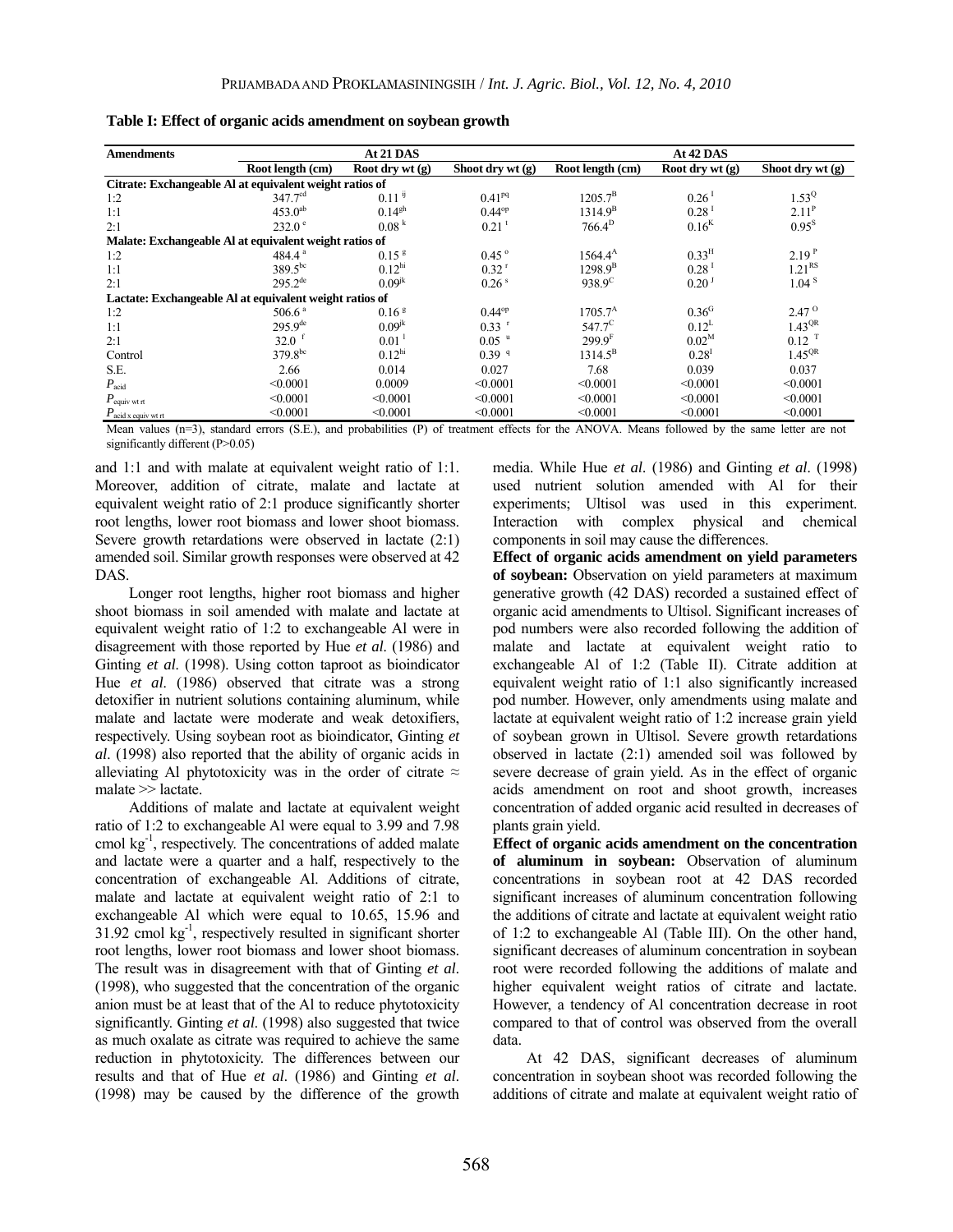**Table I: Effect of organic acids amendment on soybean growth**

| Amendments | At 21 DAS | | | At 42 DAS | | |
|---|---|---|---|---|---|---|
| | Root length (cm) | Root dry wt (g) | Shoot dry wt (g) | Root length (cm) | Root dry wt (g) | Shoot dry wt (g) |
| **Citrate: Exchangeable Al at equivalent weight ratios of** | | | | | | |
| 1:2 | 347.7[cd] | 0.11[ij] | 0.41[pq] | 1205.7[B] | 0.26[I] | 1.53[Q] |
| 1:1 | 453.0[ab] | 0.14[gh] | 0.44[op] | 1314.9[B] | 0.28[I] | 2.11[P] |
| 2:1 | 232.0[e] | 0.08[k] | 0.21[t] | 766.4[D] | 0.16[K] | 0.95[S] |
| **Malate: Exchangeable Al at equivalent weight ratios of** | | | | | | |
| 1:2 | 484.4[a] | 0.15[g] | 0.45[o] | 1564.4[A] | 0.33[H] | 2.19[P] |
| 1:1 | 389.5[bc] | 0.12[hi] | 0.32[r] | 1298.9[B] | 0.28[I] | 1.21[RS] |
| 2:1 | 295.2[de] | 0.09[jk] | 0.26[s] | 938.9[C] | 0.20[J] | 1.04[S] |
| **Lactate: Exchangeable Al at equivalent weight ratios of** | | | | | | |
| 1:2 | 506.6[a] | 0.16[g] | 0.44[op] | 1705.7[A] | 0.36[G] | 2.47[O] |
| 1:1 | 295.9[de] | 0.09[jk] | 0.33[r] | 547.7[C] | 0.12[L] | 1.43[QR] |
| 2:1 | 32.0[f] | 0.01[l] | 0.05[u] | 299.9[F] | 0.02[M] | 0.12[T] |
| Control | 379.8[bc] | 0.12[hi] | 0.39[q] | 1314.5[B] | 0.28[I] | 1.45[QR] |
| S.E. | 2.66 | 0.014 | 0.027 | 7.68 | 0.039 | 0.037 |
| $P_{acid}$ | <0.0001 | 0.0009 | <0.0001 | <0.0001 | <0.0001 | <0.0001 |
| $P_{equiv\ wt\ rt}$ | <0.0001 | <0.0001 | <0.0001 | <0.0001 | <0.0001 | <0.0001 |
| $P_{acid\ x\ equiv\ wt\ rt}$ | <0.0001 | <0.0001 | <0.0001 | <0.0001 | <0.0001 | <0.0001 |

Mean values (n=3), standard errors (S.E.), and probabilities (P) of treatment effects for the ANOVA. Means followed by the same letter are not significantly different (P>0.05)

and 1:1 and with malate at equivalent weight ratio of 1:1. Moreover, addition of citrate, malate and lactate at equivalent weight ratio of 2:1 produce significantly shorter root lengths, lower root biomass and lower shoot biomass. Severe growth retardations were observed in lactate (2:1) amended soil. Similar growth responses were observed at 42 DAS.

Longer root lengths, higher root biomass and higher shoot biomass in soil amended with malate and lactate at equivalent weight ratio of 1:2 to exchangeable Al were in disagreement with those reported by Hue *et al.* (1986) and Ginting *et al.* (1998). Using cotton taproot as bioindicator Hue *et al.* (1986) observed that citrate was a strong detoxifier in nutrient solutions containing aluminum, while malate and lactate were moderate and weak detoxifiers, respectively. Using soybean root as bioindicator, Ginting *et al.* (1998) also reported that the ability of organic acids in alleviating Al phytotoxicity was in the order of citrate ≈ malate >> lactate.

Additions of malate and lactate at equivalent weight ratio of 1:2 to exchangeable Al were equal to 3.99 and 7.98 cmol $kg^{-1}$, respectively. The concentrations of added malate and lactate were a quarter and a half, respectively to the concentration of exchangeable Al. Additions of citrate, malate and lactate at equivalent weight ratio of 2:1 to exchangeable Al which were equal to 10.65, 15.96 and 31.92 cmol $kg^{-1}$, respectively resulted in significant shorter root lengths, lower root biomass and lower shoot biomass. The result was in disagreement with that of Ginting *et al.* (1998), who suggested that the concentration of the organic anion must be at least that of the Al to reduce phytotoxicity significantly. Ginting *et al.* (1998) also suggested that twice as much oxalate as citrate was required to achieve the same reduction in phytotoxicity. The differences between our results and that of Hue *et al.* (1986) and Ginting *et al.* (1998) may be caused by the difference of the growth media. While Hue *et al.* (1986) and Ginting *et al.* (1998) used nutrient solution amended with Al for their experiments; Ultisol was used in this experiment. Interaction with complex physical and chemical components in soil may cause the differences.

**Effect of organic acids amendment on yield parameters of soybean:** Observation on yield parameters at maximum generative growth (42 DAS) recorded a sustained effect of organic acid amendments to Ultisol. Significant increases of pod numbers were also recorded following the addition of malate and lactate at equivalent weight ratio to exchangeable Al of 1:2 (Table II). Citrate addition at equivalent weight ratio of 1:1 also significantly increased pod number. However, only amendments using malate and lactate at equivalent weight ratio of 1:2 increase grain yield of soybean grown in Ultisol. Severe growth retardations observed in lactate (2:1) amended soil was followed by severe decrease of grain yield. As in the effect of organic acids amendment on root and shoot growth, increases concentration of added organic acid resulted in decreases of plants grain yield.

**Effect of organic acids amendment on the concentration of aluminum in soybean:** Observation of aluminum concentrations in soybean root at 42 DAS recorded significant increases of aluminum concentration following the additions of citrate and lactate at equivalent weight ratio of 1:2 to exchangeable Al (Table III). On the other hand, significant decreases of aluminum concentration in soybean root were recorded following the additions of malate and higher equivalent weight ratios of citrate and lactate. However, a tendency of Al concentration decrease in root compared to that of control was observed from the overall data.

At 42 DAS, significant decreases of aluminum concentration in soybean shoot was recorded following the additions of citrate and malate at equivalent weight ratio of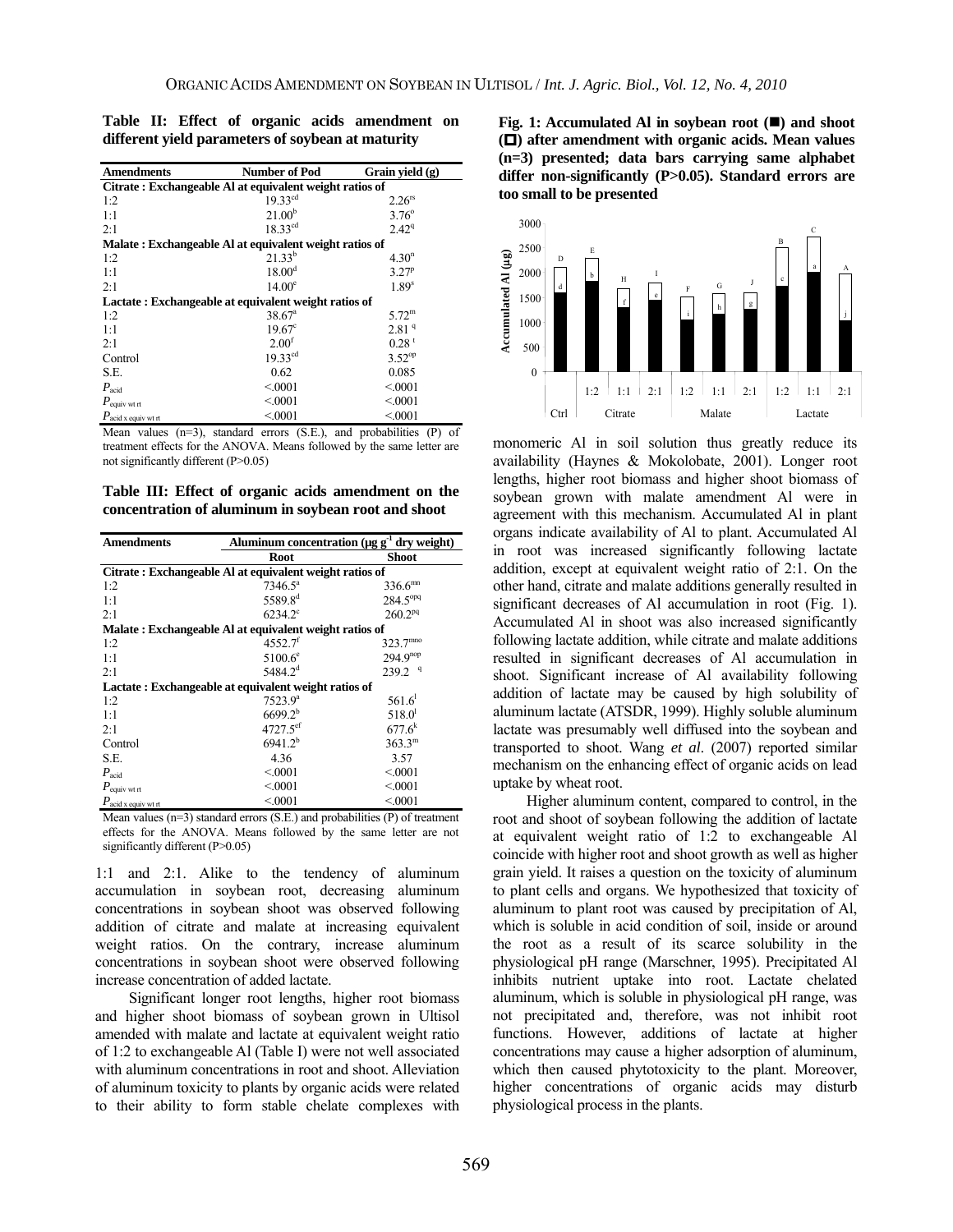**Table II: Effect of organic acids amendment on different yield parameters of soybean at maturity**

| Amendments | Number of Pod | Grain yield (g) |
|---|---|---|
| **Citrate : Exchangeable Al at equivalent weight ratios of** | | |
| 1:2 | 19.33[cd] | 2.26[rs] |
| 1:1 | 21.00[b] | 3.76[o] |
| 2:1 | 18.33[cd] | 2.42[q] |
| **Malate : Exchangeable Al at equivalent weight ratios of** | | |
| 1:2 | 21.33[b] | 4.30[n] |
| 1:1 | 18.00[d] | 3.27[p] |
| 2:1 | 14.00[e] | 1.89[s] |
| **Lactate : Exchangeable at equivalent weight ratios of** | | |
| 1:2 | 38.67[a] | 5.72[m] |
| 1:1 | 19.67[c] | 2.81 [q] |
| 2:1 | 2.00[f] | 0.28 [t] |
| Control | 19.33[cd] | 3.52[op] |
| S.E. | 0.62 | 0.085 |
| $P_{acid}$ | <.0001 | <.0001 |
| $P_{equiv\ wt\ rt}$ | <.0001 | <.0001 |
| $P_{acid\ x\ equiv\ wt\ rt}$ | <.0001 | <.0001 |

Mean values (n=3), standard errors (S.E.), and probabilities (P) of treatment effects for the ANOVA. Means followed by the same letter are not significantly different (P>0.05)

**Table III: Effect of organic acids amendment on the concentration of aluminum in soybean root and shoot**

| Amendments | Aluminum concentration (µg g$^{-1}$ dry weight) | |
|---|---|---|
| | Root | Shoot |
| **Citrate : Exchangeable Al at equivalent weight ratios of** | | |
| 1:2 | 7346.5[a] | 336.6[mn] |
| 1:1 | 5589.8[d] | 284.5[opq] |
| 2:1 | 6234.2[c] | 260.2[pq] |
| **Malate : Exchangeable Al at equivalent weight ratios of** | | |
| 1:2 | 4552.7[f] | 323.7[mno] |
| 1:1 | 5100.6[e] | 294.9[nop] |
| 2:1 | 5484.2[d] | 239.2 [q] |
| **Lactate : Exchangeable Al at equivalent weight ratios of** | | |
| 1:2 | 7523.9[a] | 561.6[l] |
| 1:1 | 6699.2[b] | 518.0[l] |
| 2:1 | 4727.5[ef] | 677.6[k] |
| Control | 6941.2[b] | 363.3[m] |
| S.E. | 4.36 | 3.57 |
| $P_{acid}$ | <.0001 | <.0001 |
| $P_{equiv\ wt\ rt}$ | <.0001 | <.0001 |
| $P_{acid\ x\ equiv\ wt\ rt}$ | <.0001 | <.0001 |

Mean values (n=3) standard errors (S.E.) and probabilities (P) of treatment effects for the ANOVA. Means followed by the same letter are not significantly different (P>0.05)

1:1 and 2:1. Alike to the tendency of aluminum accumulation in soybean root, decreasing aluminum concentrations in soybean shoot was observed following addition of citrate and malate at increasing equivalent weight ratios. On the contrary, increase aluminum concentrations in soybean shoot were observed following increase concentration of added lactate.

Significant longer root lengths, higher root biomass and higher shoot biomass of soybean grown in Ultisol amended with malate and lactate at equivalent weight ratio of 1:2 to exchangeable Al (Table I) were not well associated with aluminum concentrations in root and shoot. Alleviation of aluminum toxicity to plants by organic acids were related to their ability to form stable chelate complexes with monomeric Al in soil solution thus greatly reduce its availability (Haynes & Mokolobate, 2001). Longer root lengths, higher root biomass and higher shoot biomass of soybean grown with malate amendment Al were in agreement with this mechanism. Accumulated Al in plant organs indicate availability of Al to plant. Accumulated Al in root was increased significantly following lactate addition, except at equivalent weight ratio of 2:1. On the other hand, citrate and malate additions generally resulted in significant decreases of Al accumulation in root (Fig. 1). Accumulated Al in shoot was also increased significantly following lactate addition, while citrate and malate additions resulted in significant decreases of Al accumulation in shoot. Significant increase of Al availability following addition of lactate may be caused by high solubility of aluminum lactate (ATSDR, 1999). Highly soluble aluminum lactate was presumably well diffused into the soybean and transported to shoot. Wang *et al*. (2007) reported similar mechanism on the enhancing effect of organic acids on lead uptake by wheat root.

Higher aluminum content, compared to control, in the root and shoot of soybean following the addition of lactate at equivalent weight ratio of 1:2 to exchangeable Al coincide with higher root and shoot growth as well as higher grain yield. It raises a question on the toxicity of aluminum to plant cells and organs. We hypothesized that toxicity of aluminum to plant root was caused by precipitation of Al, which is soluble in acid condition of soil, inside or around the root as a result of its scarce solubility in the physiological pH range (Marschner, 1995). Precipitated Al inhibits nutrient uptake into root. Lactate chelated aluminum, which is soluble in physiological pH range, was not precipitated and, therefore, was not inhibit root functions. However, additions of lactate at higher concentrations may cause a higher adsorption of aluminum, which then caused phytotoxicity to the plant. Moreover, higher concentrations of organic acids may disturb physiological process in the plants.

**Fig. 1: Accumulated Al in soybean root (■) and shoot (□) after amendment with organic acids. Mean values (n=3) presented; data bars carrying same alphabet differ non-significantly (P>0.05). Standard errors are too small to be presented**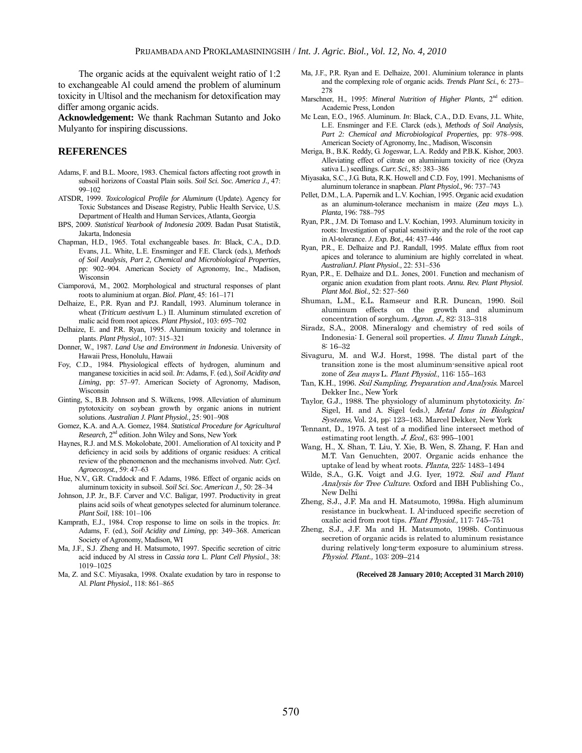The organic acids at the equivalent weight ratio of 1:2 to exchangeable Al could amend the problem of aluminum toxicity in Ultisol and the mechanism for detoxification may differ among organic acids.

**Acknowledgement:** We thank Rachman Sutanto and Joko Mulyanto for inspiring discussions.

## REFERENCES

Adams, F. and B.L. Moore, 1983. Chemical factors affecting root growth in subsoil horizons of Coastal Plain soils. *Soil Sci. Soc. America J.,* 47: 99–102

ATSDR, 1999. *Toxicological Profile for Aluminum* (Update). Agency for Toxic Substances and Disease Registry, Public Health Service, U.S. Department of Health and Human Services, Atlanta, Georgia

BPS, 2009. *Statistical Yearbook of Indonesia 2009.* Badan Pusat Statistik, Jakarta, Indonesia

Chapman, H.D., 1965. Total exchangeable bases. *In*: Black, C.A., D.D. Evans, J.L. White, L.E. Ensminger and F.E. Clarck (eds.), *Methods of Soil Analysis, Part 2, Chemical and Microbiological Properties,* pp: 902–904. American Society of Agronomy, Inc., Madison, Wisconsin

Ciamporová, M., 2002. Morphological and structural responses of plant roots to aluminium at organ. *Biol. Plant,* 45: 161–171

Delhaize, E., P.R. Ryan and P.J. Randall, 1993. Aluminum tolerance in wheat (*Triticum aestivum* L.) II. Aluminum stimulated excretion of malic acid from root apices. *Plant Physiol.,* 103: 695–702

Delhaize, E. and P.R. Ryan, 1995. Aluminum toxicity and tolerance in plants. *Plant Physiol.,* 107: 315–321

Donner, W., 1987. *Land Use and Environment in Indonesia*. University of Hawaii Press, Honolulu, Hawaii

Foy, C.D., 1984. Physiological effects of hydrogen, aluminum and manganese toxicities in acid soil. *In*: Adams, F. (ed.), *Soil Acidity and Liming*, pp: 57–97. American Society of Agronomy, Madison, Wisconsin

Ginting, S., B.B. Johnson and S. Wilkens, 1998. Alleviation of aluminum pytotoxicity on soybean growth by organic anions in nutrient solutions. *Australian J. Plant Physiol.,* 25: 901–908

Gomez, K.A. and A.A. Gomez, 1984. *Statistical Procedure for Agricultural Research,* 2nd edition. John Wiley and Sons, New York

Haynes, R.J. and M.S. Mokolobate, 2001. Amelioration of Al toxicity and P deficiency in acid soils by additions of organic residues: A critical review of the phenomenon and the mechanisms involved. *Nutr. Cycl. Agroecosyst.,* 59: 47–63

Hue, N.V., G.R. Craddock and F. Adams, 1986. Effect of organic acids on aluminum toxicity in subsoil. *Soil Sci. Soc. American J.,* 50: 28–34

Johnson, J.P. Jr., B.F. Carver and V.C. Baligar, 1997. Productivity in great plains acid soils of wheat genotypes selected for aluminum tolerance. *Plant Soil*, 188: 101–106

Kamprath, E.J., 1984. Crop response to lime on soils in the tropics. *In*: Adams, F. (ed.), *Soil Acidity and Liming*, pp: 349–368. American Society of Agronomy, Madison, WI

Ma, J.F., S.J. Zheng and H. Matsumoto, 1997. Specific secretion of citric acid induced by Al stress in *Cassia tora* L. *Plant Cell Physiol*., 38: 1019–1025

Ma, Z. and S.C. Miyasaka, 1998. Oxalate exudation by taro in response to Al. *Plant Physiol.,* 118: 861–865

Ma, J.F., P.R. Ryan and E. Delhaize, 2001. Aluminium tolerance in plants and the complexing role of organic acids. *Trends Plant Sci.,* 6: 273–278

Marschner, H., 1995: *Mineral Nutrition of Higher Plants,* 2nd edition. Academic Press, London

Mc Lean, E.O., 1965. Aluminum. *In*: Black, C.A., D.D. Evans, J.L. White, L.E. Ensminger and F.E. Clarck (eds.), *Methods of Soil Analysis, Part 2: Chemical and Microbiological Properties,* pp: 978–998. American Society of Agronomy, Inc., Madison, Wisconsin

Meriga, B., B.K. Reddy, G. Jogeswar, L.A. Reddy and P.B.K. Kishor, 2003. Alleviating effect of citrate on aluminium toxicity of rice (Oryza sativa L.) seedlings. *Curr. Sci.,* 85: 383–386

Miyasaka, S.C., J.G. Buta, R.K. Howell and C.D. Foy, 1991. Mechanisms of aluminum tolerance in snapbean. *Plant Physiol.,* 96: 737–743

Pellet, D.M., L.A. Papernik and L.V. Kochian, 1995. Organic acid exudation as an aluminum-tolerance mechanism in maize (*Zea mays* L.). *Planta,* 196: 788–795

Ryan, P.R., J.M. Di Tomaso and L.V. Kochian, 1993. Aluminum toxicity in roots: Investigation of spatial sensitivity and the role of the root cap in Al-tolerance. *J. Exp. Bot.,* 44: 437–446

Ryan, P.R., E. Delhaize and P.J. Randall, 1995. Malate efflux from root apices and tolerance to aluminium are highly correlated in wheat. *AustralianJ. Plant Physiol.,* 22: 531–536

Ryan, P.R., E. Delhaize and D.L. Jones, 2001. Function and mechanism of organic anion exudation from plant roots. *Annu. Rev. Plant Physiol. Plant Mol. Biol.,* 52: 527–560

Shuman, L.M., E.L. Ramseur and R.R. Duncan, 1990. Soil aluminum effects on the growth and aluminum concentration of sorghum. *Agron. J.*, 82: 313–318

Siradz, S.A., 2008. Mineralogy and chemistry of red soils of Indonesia: I. General soil properties. *J. Ilmu Tanah Lingk.*, 8: 16–32

Sivaguru, M. and W.J. Horst, 1998. The distal part of the transition zone is the most aluminum-sensitive apical root zone of *Zea mays* L. *Plant Physiol.*, 116: 155–163

Tan, K.H., 1996. *Soil Sampling, Preparation and Analysis*. Marcel Dekker Inc., New York

Taylor, G.J., 1988. The physiology of aluminum phytotoxicity. *In:* Sigel, H. and A. Sigel (eds.), *Metal Ions in Biological Systems,* Vol. 24, pp: 123–163. Marcel Dekker, New York

Tennant, D., 1975. A test of a modified line intersect method of estimating root length. *J. Ecol.,* 63: 995–1001

Wang, H., X. Shan, T. Liu, Y. Xie, B. Wen, S. Zhang, F. Han and M.T. Van Genuchten, 2007. Organic acids enhance the uptake of lead by wheat roots. *Planta*, 225: 1483–1494

Wilde, S.A., G.K. Voigt and J.G. Iyer, 1972. *Soil and Plant Analysis for Tree Culture*. Oxford and IBH Publishing Co., New Delhi

Zheng, S.J., J.F. Ma and H. Matsumoto, 1998a. High aluminum resistance in buckwheat. I. Al-induced specific secretion of oxalic acid from root tips. *Plant Physiol.,* 117: 745–751

Zheng, S.J., J.F. Ma and H. Matsumoto, 1998b. Continuous secretion of organic acids is related to aluminum resistance during relatively long-term exposure to aluminium stress. *Physiol. Plant.,* 103: 209–214

**(Received 28 January 2010; Accepted 31 March 2010)**